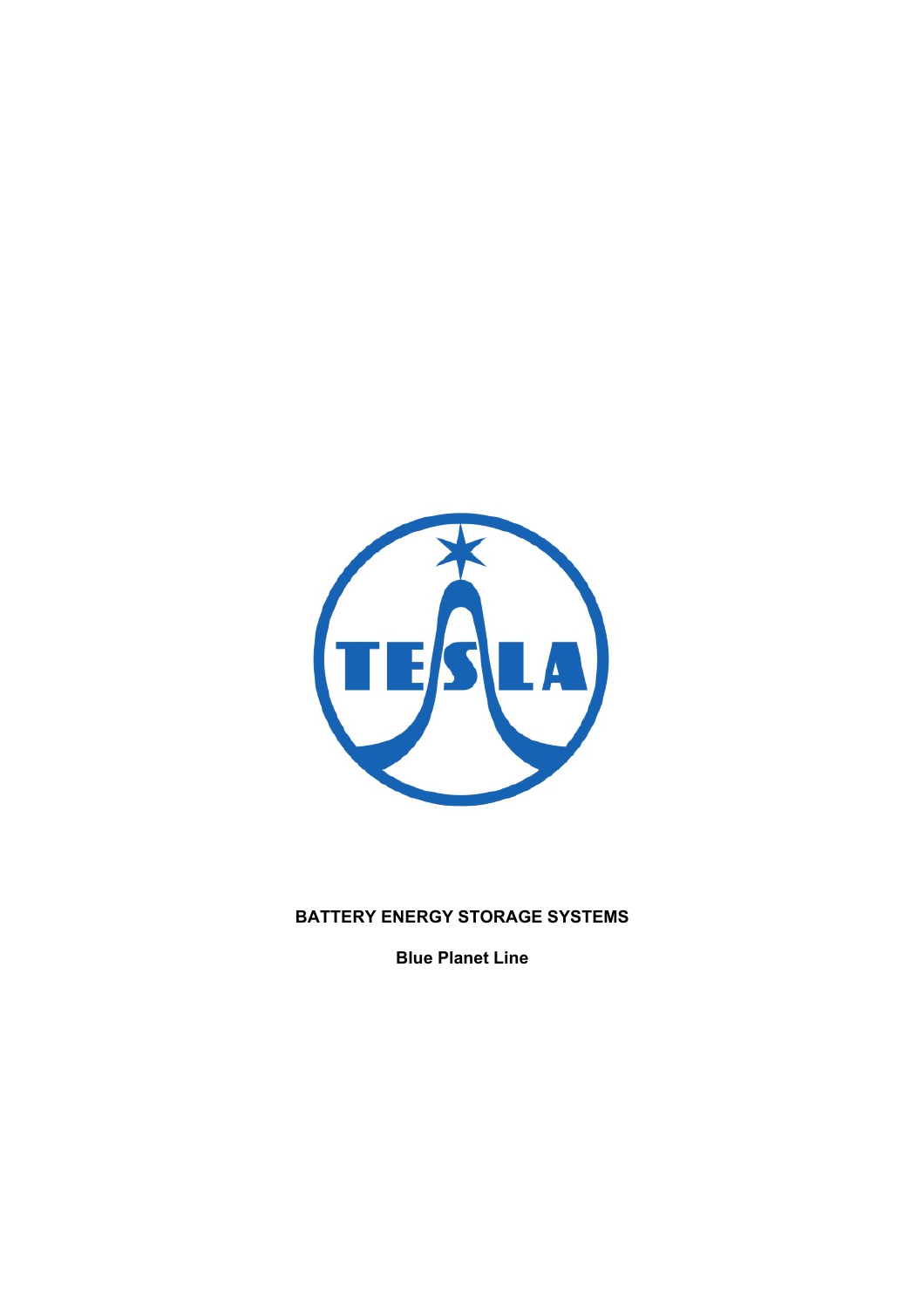**BATTERY ENERGY STORAGE SYSTEMS**

**Blue Planet Line**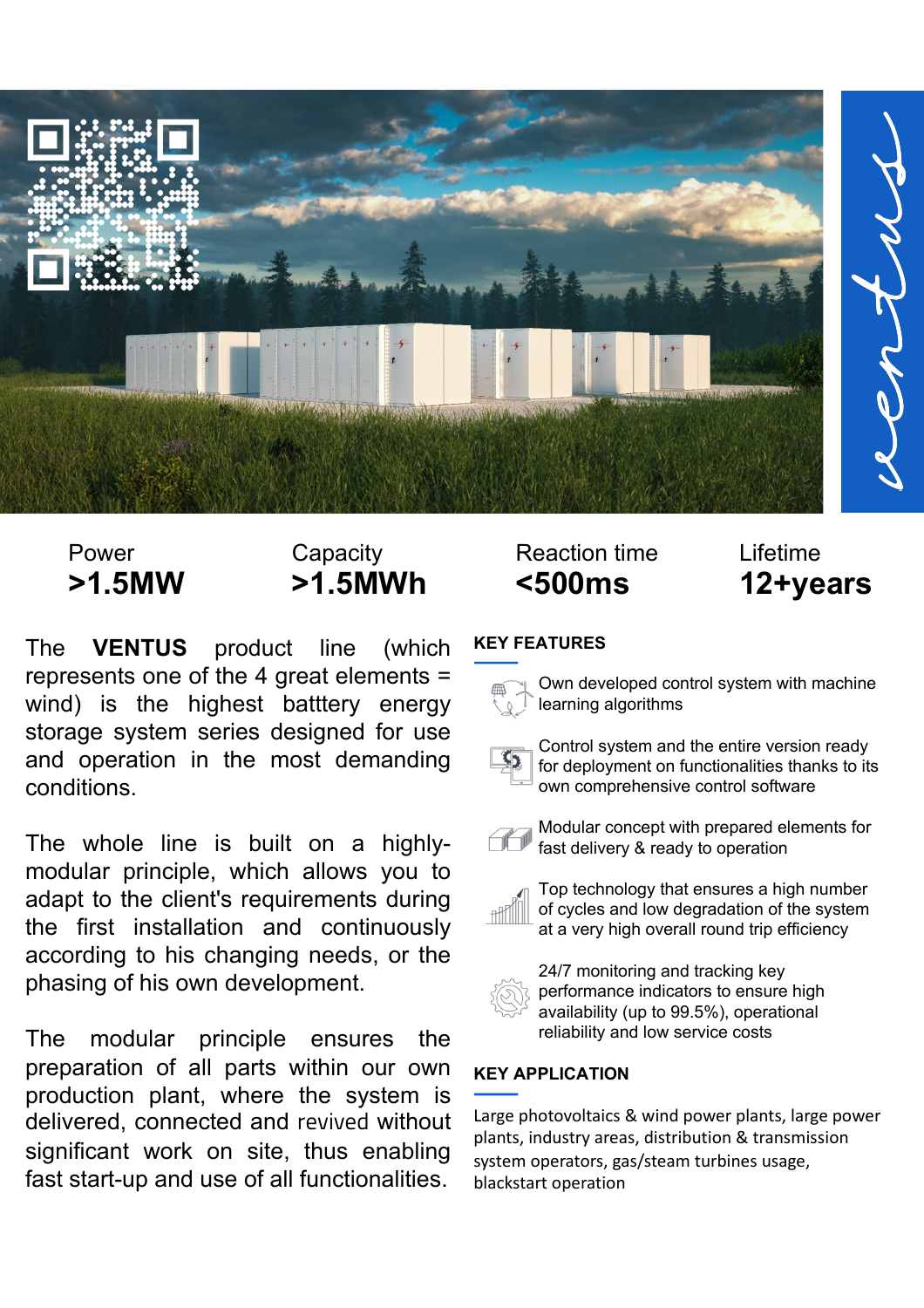ventus

| Power | Capacity | Reaction time | Lifetime |
| --- | --- | --- | --- |
| **>1.5MW** | **>1.5MWh** | **<500ms** | **12+years** |

The **VENTUS** product line (which represents one of the 4 great elements = wind) is the highest batttery energy storage system series designed for use and operation in the most demanding conditions.

The whole line is built on a highly-modular principle, which allows you to adapt to the client's requirements during the first installation and continuously according to his changing needs, or the phasing of his own development.

The modular principle ensures the preparation of all parts within our own production plant, where the system is delivered, connected and revived without significant work on site, thus enabling fast start-up and use of all functionalities.

## KEY FEATURES

- Own developed control system with machine learning algorithms
- Control system and the entire version ready for deployment on functionalities thanks to its own comprehensive control software
- Modular concept with prepared elements for fast delivery & ready to operation
- Top technology that ensures a high number of cycles and low degradation of the system at a very high overall round trip efficiency
- 24/7 monitoring and tracking key performance indicators to ensure high availability (up to 99.5%), operational reliability and low service costs

## KEY APPLICATION

Large photovoltaics & wind power plants, large power plants, industry areas, distribution & transmission system operators, gas/steam turbines usage, blackstart operation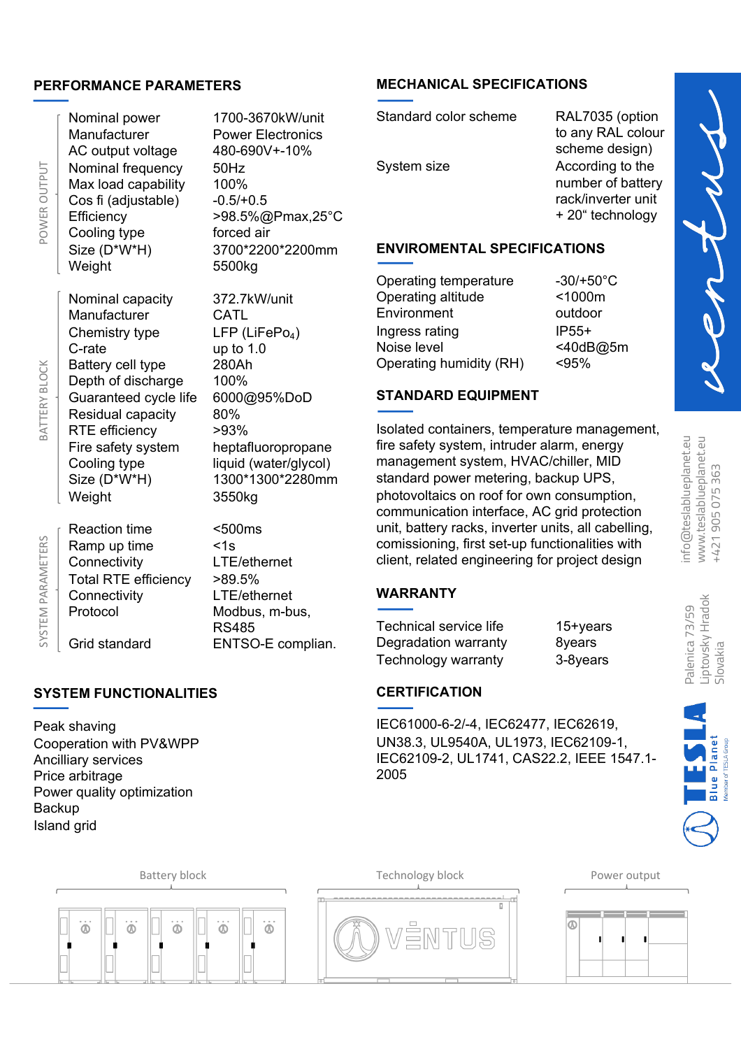## PERFORMANCE PARAMETERS

| | | |
|---|---|---|
| POWER OUTPUT | Nominal power | 1700-3670kW/unit |
| | Manufacturer | Power Electronics |
| | AC output voltage | 480-690V+-10% |
| | Nominal frequency | 50Hz |
| | Max load capability | 100% |
| | Cos fi (adjustable) | -0.5/+0.5 |
| | Efficiency | >98.5%@Pmax,25°C |
| | Cooling type | forced air |
| | Size (D*W*H) | 3700*2200*2200mm |
| | Weight | 5500kg |
| BATTERY BLOCK | Nominal capacity | 372.7kW/unit |
| | Manufacturer | CATL |
| | Chemistry type | LFP ($LiFePo_4$) |
| | C-rate | up to 1.0 |
| | Battery cell type | 280Ah |
| | Depth of discharge | 100% |
| | Guaranteed cycle life | 6000@95%DoD |
| | Residual capacity | 80% |
| | RTE efficiency | >93% |
| | Fire safety system | heptafluoropropane |
| | Cooling type | liquid (water/glycol) |
| | Size (D*W*H) | 1300*1300*2280mm |
| | Weight | 3550kg |
| SYSTEM PARAMETERS | Reaction time | <500ms |
| | Ramp up time | <1s |
| | Connectivity | LTE/ethernet |
| | Total RTE efficiency | >89.5% |
| | Connectivity | LTE/ethernet |
| | Protocol | Modbus, m-bus, RS485 |
| | Grid standard | ENTSO-E complian. |

## SYSTEM FUNCTIONALITIES

Peak shaving
Cooperation with PV&WPP
Ancilliary services
Price arbitrage
Power quality optimization
Backup
Island grid

## MECHANICAL SPECIFICATIONS

| | |
|---|---|
| Standard color scheme | RAL7035 (option to any RAL colour scheme design) |
| System size | According to the number of battery rack/inverter unit + 20“ technology |

## ENVIROMENTAL SPECIFICATIONS

| | |
|---|---|
| Operating temperature | -30/+50°C |
| Operating altitude | <1000m |
| Environment | outdoor |
| Ingress rating | IP55+ |
| Noise level | <40dB@5m |
| Operating humidity (RH) | <95% |

## STANDARD EQUIPMENT

Isolated containers, temperature management, fire safety system, intruder alarm, energy management system, HVAC/chiller, MID standard power metering, backup UPS, photovoltaics on roof for own consumption, communication interface, AC grid protection unit, battery racks, inverter units, all cabelling, comissioning, first set-up functionalities with client, related engineering for project design

## WARRANTY

| | |
|---|---|
| Technical service life | 15+years |
| Degradation warranty | 8years |
| Technology warranty | 3-8years |

## CERTIFICATION

IEC61000-6-2/-4, IEC62477, IEC62619, UN38.3, UL9540A, UL1973, IEC62109-1, IEC62109-2, UL1741, CAS22.2, IEEE 1547.1-2005

ventus

info@teslablueplanet.eu
www.teslablueplanet.eu
+421 905 075 363

Palenica 73/59
Liptovsky Hradok
Slovakia

TESLA Blue Planet
Member of TESLA Group

Battery block

Technology block

VENTUS

Power output